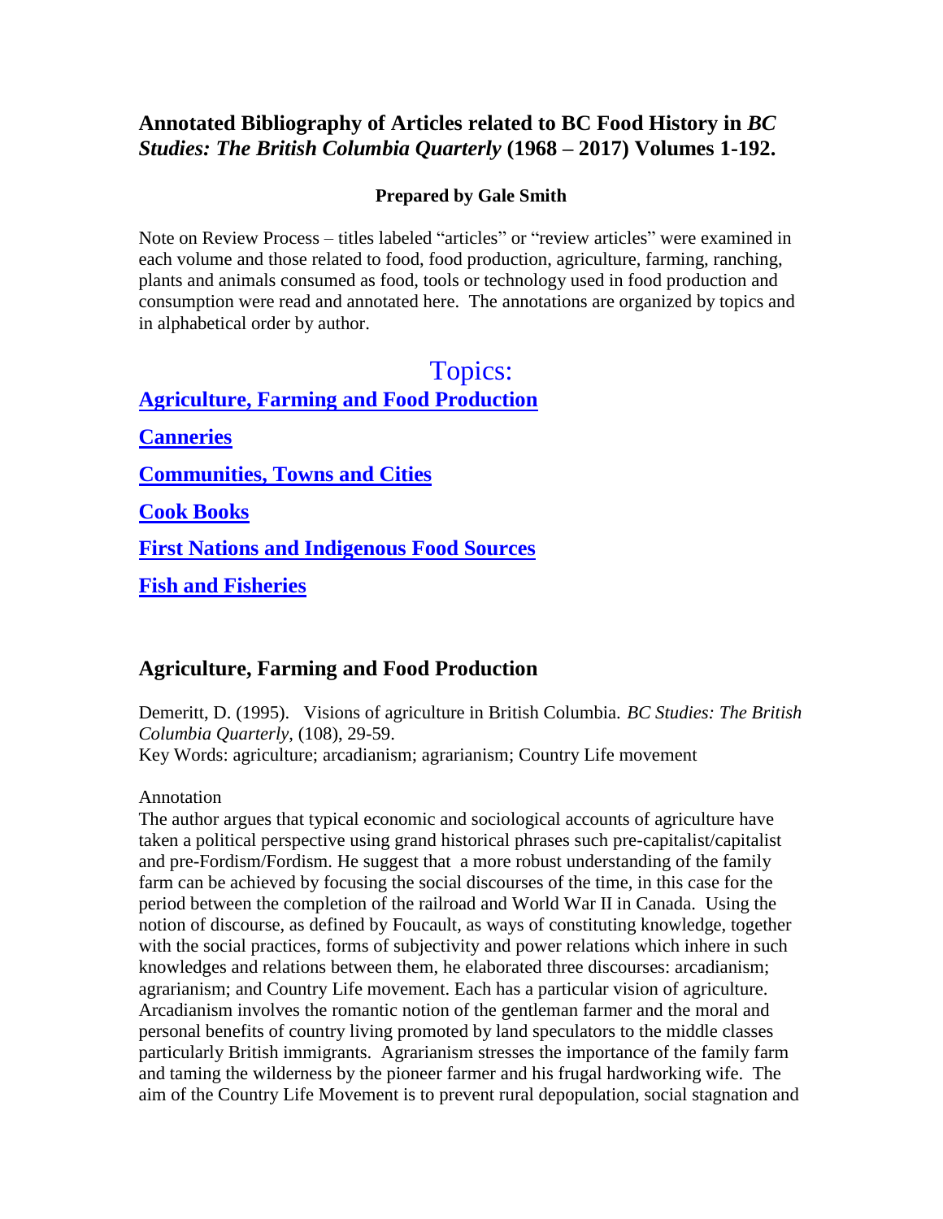# Annotated Bibliography of Articles related to BC Food History in *BC Studies: The British Columbia Quarterly* (1968 – 2017) Volumes 1-192.

**Prepared by Gale Smith**

Note on Review Process – titles labeled "articles" or "review articles" were examined in each volume and those related to food, food production, agriculture, farming, ranching, plants and animals consumed as food, tools or technology used in food production and consumption were read and annotated here. The annotations are organized by topics and in alphabetical order by author.

## Topics:

**Agriculture, Farming and Food Production**

**Canneries**

**Communities, Towns and Cities**

**Cook Books**

**First Nations and Indigenous Food Sources**

**Fish and Fisheries**

## Agriculture, Farming and Food Production

Demeritt, D. (1995). Visions of agriculture in British Columbia. *BC Studies: The British Columbia Quarterly*, (108), 29-59.
Key Words: agriculture; arcadianism; agrarianism; Country Life movement

Annotation
The author argues that typical economic and sociological accounts of agriculture have taken a political perspective using grand historical phrases such pre-capitalist/capitalist and pre-Fordism/Fordism. He suggest that a more robust understanding of the family farm can be achieved by focusing the social discourses of the time, in this case for the period between the completion of the railroad and World War II in Canada. Using the notion of discourse, as defined by Foucault, as ways of constituting knowledge, together with the social practices, forms of subjectivity and power relations which inhere in such knowledges and relations between them, he elaborated three discourses: arcadianism; agrarianism; and Country Life movement. Each has a particular vision of agriculture. Arcadianism involves the romantic notion of the gentleman farmer and the moral and personal benefits of country living promoted by land speculators to the middle classes particularly British immigrants. Agrarianism stresses the importance of the family farm and taming the wilderness by the pioneer farmer and his frugal hardworking wife. The aim of the Country Life Movement is to prevent rural depopulation, social stagnation and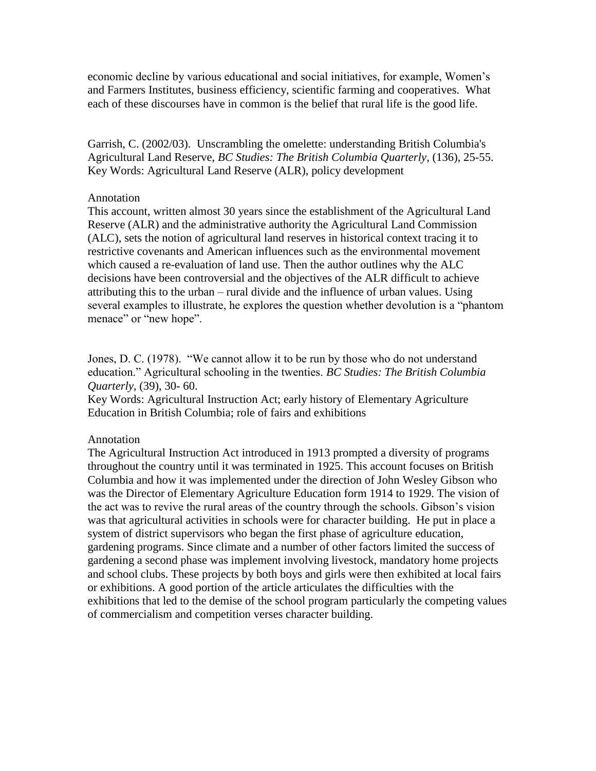economic decline by various educational and social initiatives, for example, Women's and Farmers Institutes, business efficiency, scientific farming and cooperatives. What each of these discourses have in common is the belief that rural life is the good life.

Garrish, C. (2002/03). Unscrambling the omelette: understanding British Columbia's Agricultural Land Reserve, *BC Studies: The British Columbia Quarterly*, (136), 25-55.
Key Words: Agricultural Land Reserve (ALR), policy development

Annotation
This account, written almost 30 years since the establishment of the Agricultural Land Reserve (ALR) and the administrative authority the Agricultural Land Commission (ALC), sets the notion of agricultural land reserves in historical context tracing it to restrictive covenants and American influences such as the environmental movement which caused a re-evaluation of land use. Then the author outlines why the ALC decisions have been controversial and the objectives of the ALR difficult to achieve attributing this to the urban – rural divide and the influence of urban values. Using several examples to illustrate, he explores the question whether devolution is a "phantom menace" or "new hope".

Jones, D. C. (1978). "We cannot allow it to be run by those who do not understand education." Agricultural schooling in the twenties. *BC Studies: The British Columbia Quarterly*, (39), 30- 60.
Key Words: Agricultural Instruction Act; early history of Elementary Agriculture Education in British Columbia; role of fairs and exhibitions

Annotation
The Agricultural Instruction Act introduced in 1913 prompted a diversity of programs throughout the country until it was terminated in 1925. This account focuses on British Columbia and how it was implemented under the direction of John Wesley Gibson who was the Director of Elementary Agriculture Education form 1914 to 1929. The vision of the act was to revive the rural areas of the country through the schools. Gibson's vision was that agricultural activities in schools were for character building. He put in place a system of district supervisors who began the first phase of agriculture education, gardening programs. Since climate and a number of other factors limited the success of gardening a second phase was implement involving livestock, mandatory home projects and school clubs. These projects by both boys and girls were then exhibited at local fairs or exhibitions. A good portion of the article articulates the difficulties with the exhibitions that led to the demise of the school program particularly the competing values of commercialism and competition verses character building.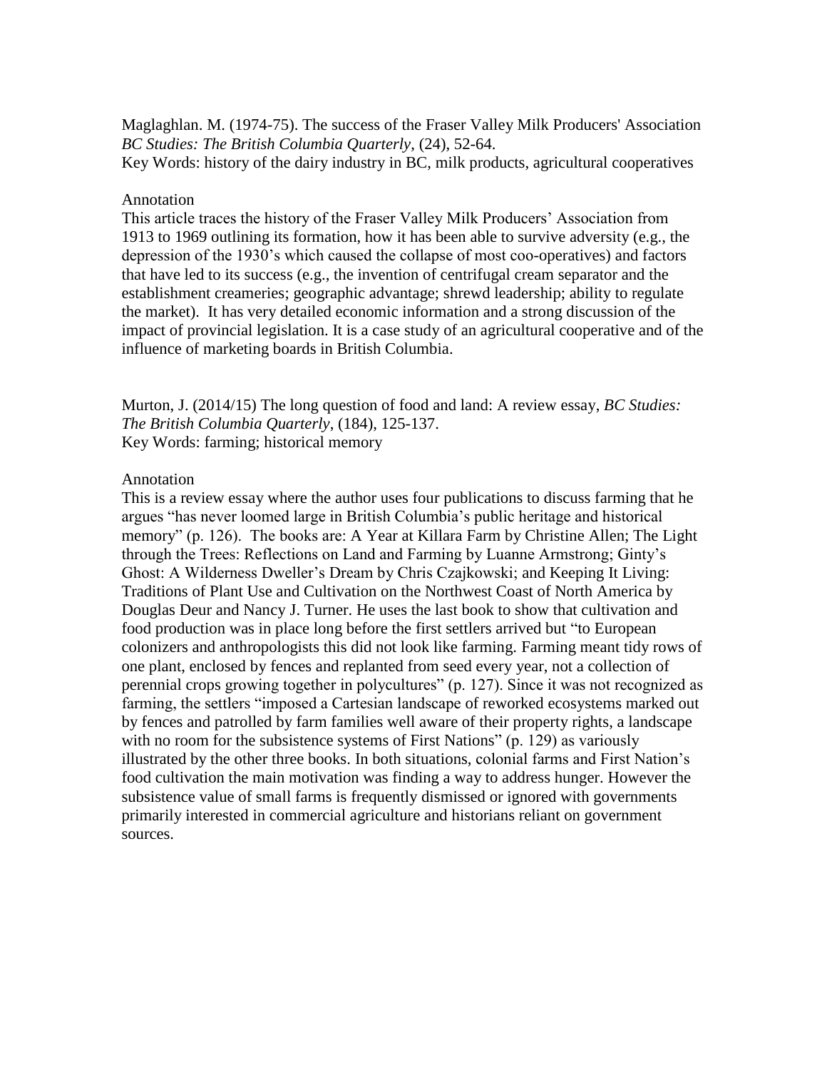Maglaghlan. M. (1974-75). The success of the Fraser Valley Milk Producers' Association *BC Studies: The British Columbia Quarterly*, (24), 52-64.
Key Words: history of the dairy industry in BC, milk products, agricultural cooperatives

Annotation

This article traces the history of the Fraser Valley Milk Producers' Association from 1913 to 1969 outlining its formation, how it has been able to survive adversity (e.g., the depression of the 1930's which caused the collapse of most coo-operatives) and factors that have led to its success (e.g., the invention of centrifugal cream separator and the establishment creameries; geographic advantage; shrewd leadership; ability to regulate the market). It has very detailed economic information and a strong discussion of the impact of provincial legislation. It is a case study of an agricultural cooperative and of the influence of marketing boards in British Columbia.

Murton, J. (2014/15) The long question of food and land: A review essay, *BC Studies: The British Columbia Quarterly*, (184), 125-137.
Key Words: farming; historical memory

Annotation

This is a review essay where the author uses four publications to discuss farming that he argues "has never loomed large in British Columbia's public heritage and historical memory" (p. 126). The books are: A Year at Killara Farm by Christine Allen; The Light through the Trees: Reflections on Land and Farming by Luanne Armstrong; Ginty's Ghost: A Wilderness Dweller's Dream by Chris Czajkowski; and Keeping It Living: Traditions of Plant Use and Cultivation on the Northwest Coast of North America by Douglas Deur and Nancy J. Turner. He uses the last book to show that cultivation and food production was in place long before the first settlers arrived but "to European colonizers and anthropologists this did not look like farming. Farming meant tidy rows of one plant, enclosed by fences and replanted from seed every year, not a collection of perennial crops growing together in polycultures" (p. 127). Since it was not recognized as farming, the settlers "imposed a Cartesian landscape of reworked ecosystems marked out by fences and patrolled by farm families well aware of their property rights, a landscape with no room for the subsistence systems of First Nations" (p. 129) as variously illustrated by the other three books. In both situations, colonial farms and First Nation's food cultivation the main motivation was finding a way to address hunger. However the subsistence value of small farms is frequently dismissed or ignored with governments primarily interested in commercial agriculture and historians reliant on government sources.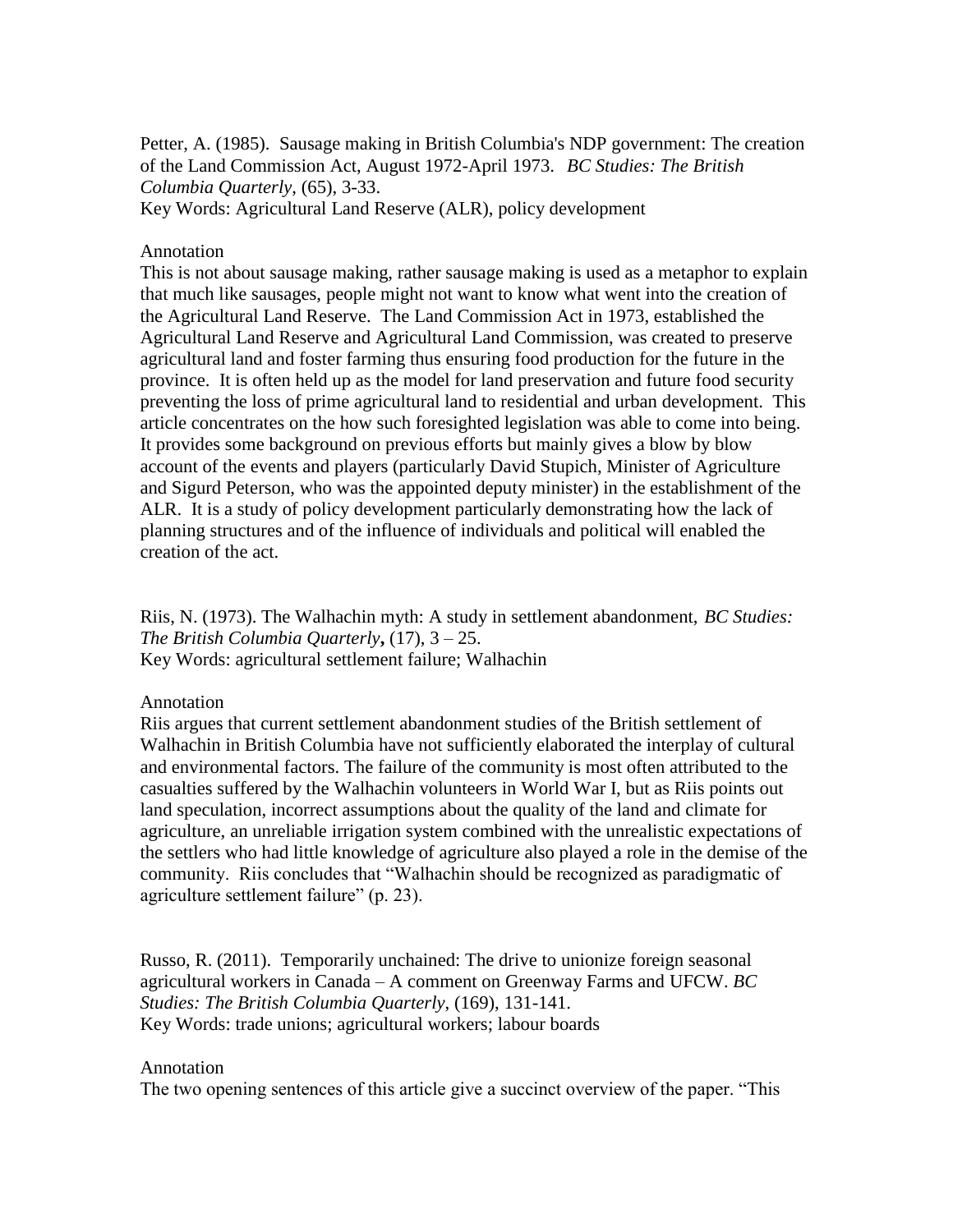Petter, A. (1985). Sausage making in British Columbia's NDP government: The creation of the Land Commission Act, August 1972-April 1973. *BC Studies: The British Columbia Quarterly*, (65), 3-33.
Key Words: Agricultural Land Reserve (ALR), policy development

Annotation
This is not about sausage making, rather sausage making is used as a metaphor to explain that much like sausages, people might not want to know what went into the creation of the Agricultural Land Reserve. The Land Commission Act in 1973, established the Agricultural Land Reserve and Agricultural Land Commission, was created to preserve agricultural land and foster farming thus ensuring food production for the future in the province. It is often held up as the model for land preservation and future food security preventing the loss of prime agricultural land to residential and urban development. This article concentrates on the how such foresighted legislation was able to come into being. It provides some background on previous efforts but mainly gives a blow by blow account of the events and players (particularly David Stupich, Minister of Agriculture and Sigurd Peterson, who was the appointed deputy minister) in the establishment of the ALR. It is a study of policy development particularly demonstrating how the lack of planning structures and of the influence of individuals and political will enabled the creation of the act.

Riis, N. (1973). The Walhachin myth: A study in settlement abandonment, *BC Studies: The British Columbia Quarterly***,** (17), 3 – 25.
Key Words: agricultural settlement failure; Walhachin

Annotation
Riis argues that current settlement abandonment studies of the British settlement of Walhachin in British Columbia have not sufficiently elaborated the interplay of cultural and environmental factors. The failure of the community is most often attributed to the casualties suffered by the Walhachin volunteers in World War I, but as Riis points out land speculation, incorrect assumptions about the quality of the land and climate for agriculture, an unreliable irrigation system combined with the unrealistic expectations of the settlers who had little knowledge of agriculture also played a role in the demise of the community. Riis concludes that "Walhachin should be recognized as paradigmatic of agriculture settlement failure" (p. 23).

Russo, R. (2011). Temporarily unchained: The drive to unionize foreign seasonal agricultural workers in Canada – A comment on Greenway Farms and UFCW. *BC Studies: The British Columbia Quarterly*, (169), 131-141.
Key Words: trade unions; agricultural workers; labour boards

Annotation
The two opening sentences of this article give a succinct overview of the paper. "This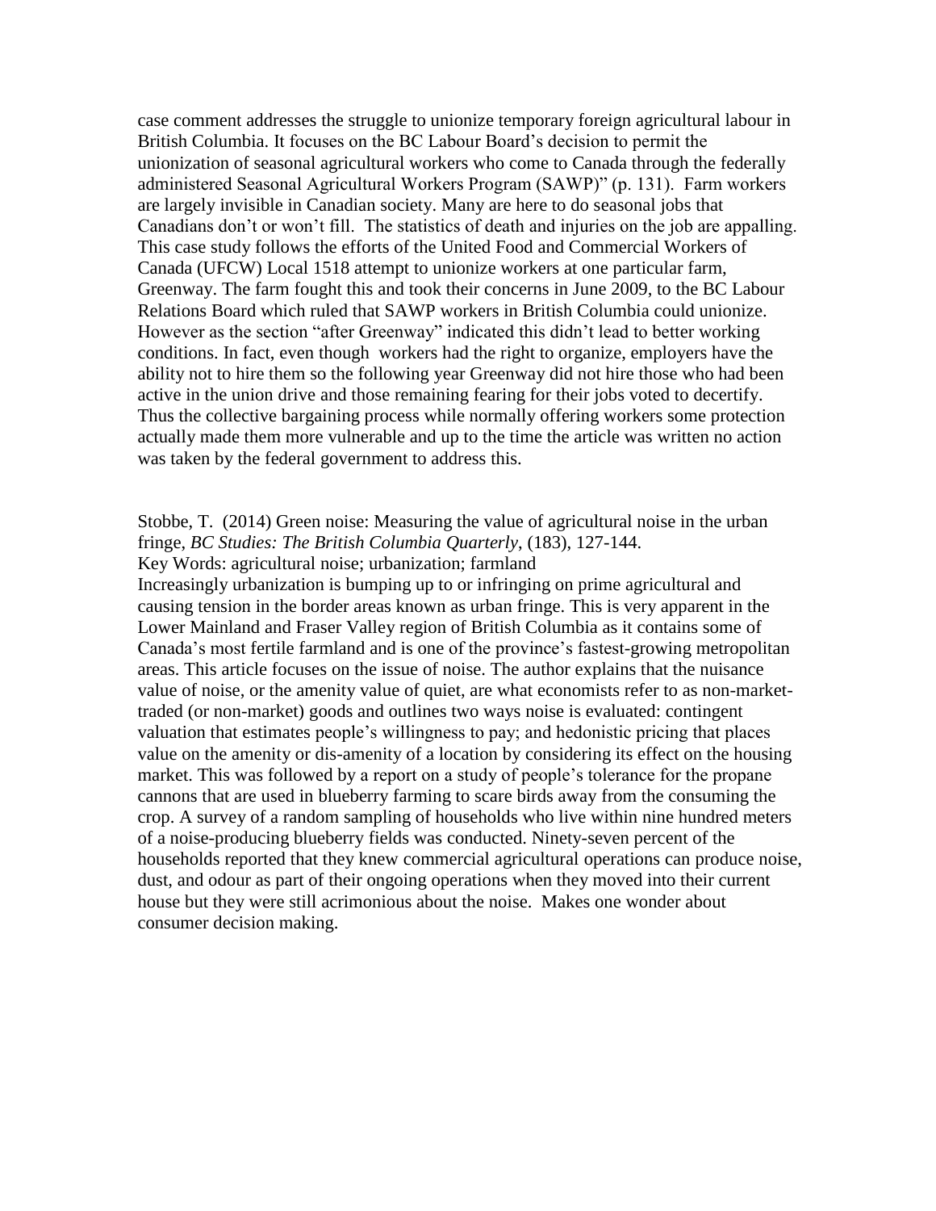case comment addresses the struggle to unionize temporary foreign agricultural labour in British Columbia. It focuses on the BC Labour Board's decision to permit the unionization of seasonal agricultural workers who come to Canada through the federally administered Seasonal Agricultural Workers Program (SAWP)" (p. 131). Farm workers are largely invisible in Canadian society. Many are here to do seasonal jobs that Canadians don't or won't fill. The statistics of death and injuries on the job are appalling. This case study follows the efforts of the United Food and Commercial Workers of Canada (UFCW) Local 1518 attempt to unionize workers at one particular farm, Greenway. The farm fought this and took their concerns in June 2009, to the BC Labour Relations Board which ruled that SAWP workers in British Columbia could unionize. However as the section "after Greenway" indicated this didn't lead to better working conditions. In fact, even though workers had the right to organize, employers have the ability not to hire them so the following year Greenway did not hire those who had been active in the union drive and those remaining fearing for their jobs voted to decertify. Thus the collective bargaining process while normally offering workers some protection actually made them more vulnerable and up to the time the article was written no action was taken by the federal government to address this.

Stobbe, T. (2014) Green noise: Measuring the value of agricultural noise in the urban fringe, *BC Studies: The British Columbia Quarterly*, (183), 127-144.
Key Words: agricultural noise; urbanization; farmland
Increasingly urbanization is bumping up to or infringing on prime agricultural and causing tension in the border areas known as urban fringe. This is very apparent in the Lower Mainland and Fraser Valley region of British Columbia as it contains some of Canada's most fertile farmland and is one of the province's fastest-growing metropolitan areas. This article focuses on the issue of noise. The author explains that the nuisance value of noise, or the amenity value of quiet, are what economists refer to as non-market-traded (or non-market) goods and outlines two ways noise is evaluated: contingent valuation that estimates people's willingness to pay; and hedonistic pricing that places value on the amenity or dis-amenity of a location by considering its effect on the housing market. This was followed by a report on a study of people's tolerance for the propane cannons that are used in blueberry farming to scare birds away from the consuming the crop. A survey of a random sampling of households who live within nine hundred meters of a noise-producing blueberry fields was conducted. Ninety-seven percent of the households reported that they knew commercial agricultural operations can produce noise, dust, and odour as part of their ongoing operations when they moved into their current house but they were still acrimonious about the noise. Makes one wonder about consumer decision making.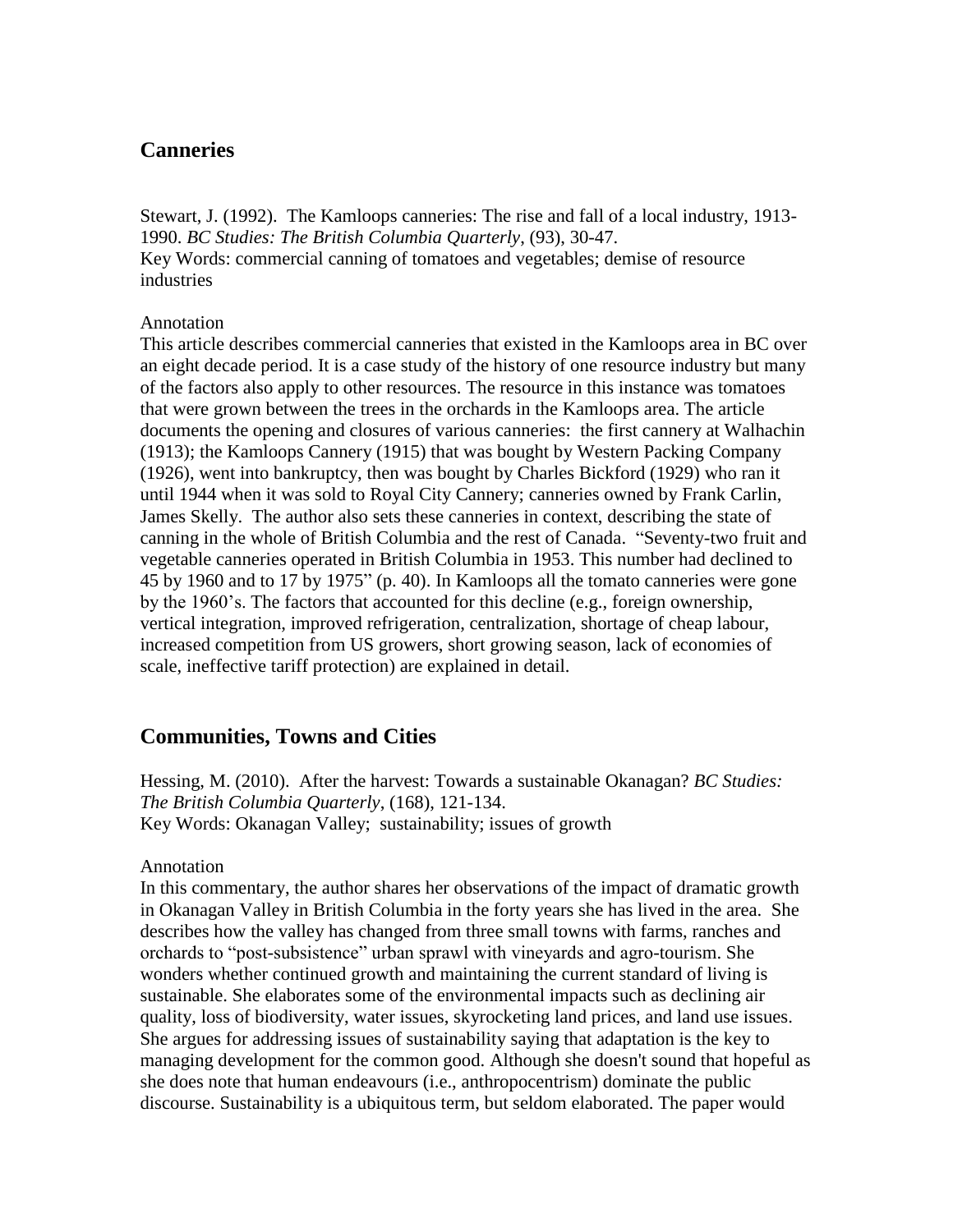## Canneries

Stewart, J. (1992). The Kamloops canneries: The rise and fall of a local industry, 1913-1990. *BC Studies: The British Columbia Quarterly*, (93), 30-47.
Key Words: commercial canning of tomatoes and vegetables; demise of resource industries

Annotation
This article describes commercial canneries that existed in the Kamloops area in BC over an eight decade period. It is a case study of the history of one resource industry but many of the factors also apply to other resources. The resource in this instance was tomatoes that were grown between the trees in the orchards in the Kamloops area. The article documents the opening and closures of various canneries: the first cannery at Walhachin (1913); the Kamloops Cannery (1915) that was bought by Western Packing Company (1926), went into bankruptcy, then was bought by Charles Bickford (1929) who ran it until 1944 when it was sold to Royal City Cannery; canneries owned by Frank Carlin, James Skelly. The author also sets these canneries in context, describing the state of canning in the whole of British Columbia and the rest of Canada. "Seventy-two fruit and vegetable canneries operated in British Columbia in 1953. This number had declined to 45 by 1960 and to 17 by 1975" (p. 40). In Kamloops all the tomato canneries were gone by the 1960's. The factors that accounted for this decline (e.g., foreign ownership, vertical integration, improved refrigeration, centralization, shortage of cheap labour, increased competition from US growers, short growing season, lack of economies of scale, ineffective tariff protection) are explained in detail.

## Communities, Towns and Cities

Hessing, M. (2010). After the harvest: Towards a sustainable Okanagan? *BC Studies: The British Columbia Quarterly*, (168), 121-134.
Key Words: Okanagan Valley; sustainability; issues of growth

Annotation
In this commentary, the author shares her observations of the impact of dramatic growth in Okanagan Valley in British Columbia in the forty years she has lived in the area. She describes how the valley has changed from three small towns with farms, ranches and orchards to "post-subsistence" urban sprawl with vineyards and agro-tourism. She wonders whether continued growth and maintaining the current standard of living is sustainable. She elaborates some of the environmental impacts such as declining air quality, loss of biodiversity, water issues, skyrocketing land prices, and land use issues. She argues for addressing issues of sustainability saying that adaptation is the key to managing development for the common good. Although she doesn't sound that hopeful as she does note that human endeavours (i.e., anthropocentrism) dominate the public discourse. Sustainability is a ubiquitous term, but seldom elaborated. The paper would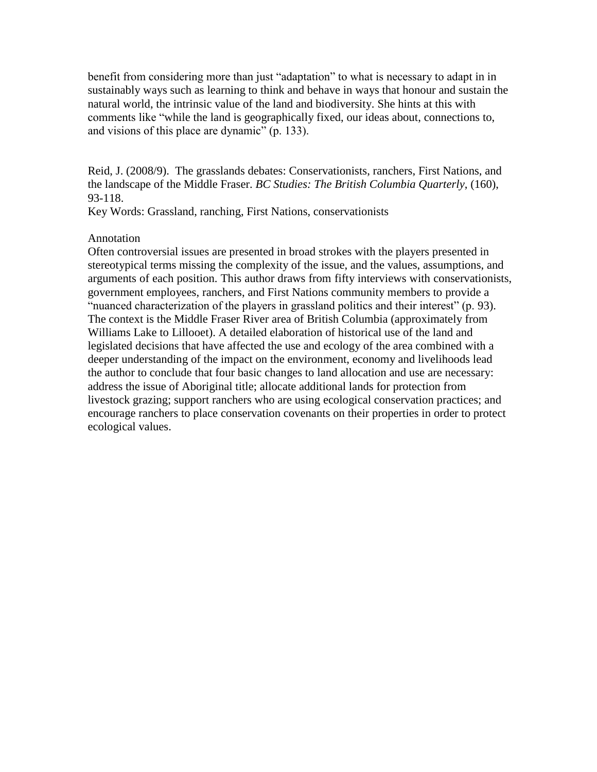benefit from considering more than just "adaptation" to what is necessary to adapt in in sustainably ways such as learning to think and behave in ways that honour and sustain the natural world, the intrinsic value of the land and biodiversity. She hints at this with comments like "while the land is geographically fixed, our ideas about, connections to, and visions of this place are dynamic" (p. 133).

Reid, J. (2008/9). The grasslands debates: Conservationists, ranchers, First Nations, and the landscape of the Middle Fraser. *BC Studies: The British Columbia Quarterly*, (160), 93-118.
Key Words: Grassland, ranching, First Nations, conservationists

Annotation
Often controversial issues are presented in broad strokes with the players presented in stereotypical terms missing the complexity of the issue, and the values, assumptions, and arguments of each position. This author draws from fifty interviews with conservationists, government employees, ranchers, and First Nations community members to provide a "nuanced characterization of the players in grassland politics and their interest" (p. 93). The context is the Middle Fraser River area of British Columbia (approximately from Williams Lake to Lillooet). A detailed elaboration of historical use of the land and legislated decisions that have affected the use and ecology of the area combined with a deeper understanding of the impact on the environment, economy and livelihoods lead the author to conclude that four basic changes to land allocation and use are necessary: address the issue of Aboriginal title; allocate additional lands for protection from livestock grazing; support ranchers who are using ecological conservation practices; and encourage ranchers to place conservation covenants on their properties in order to protect ecological values.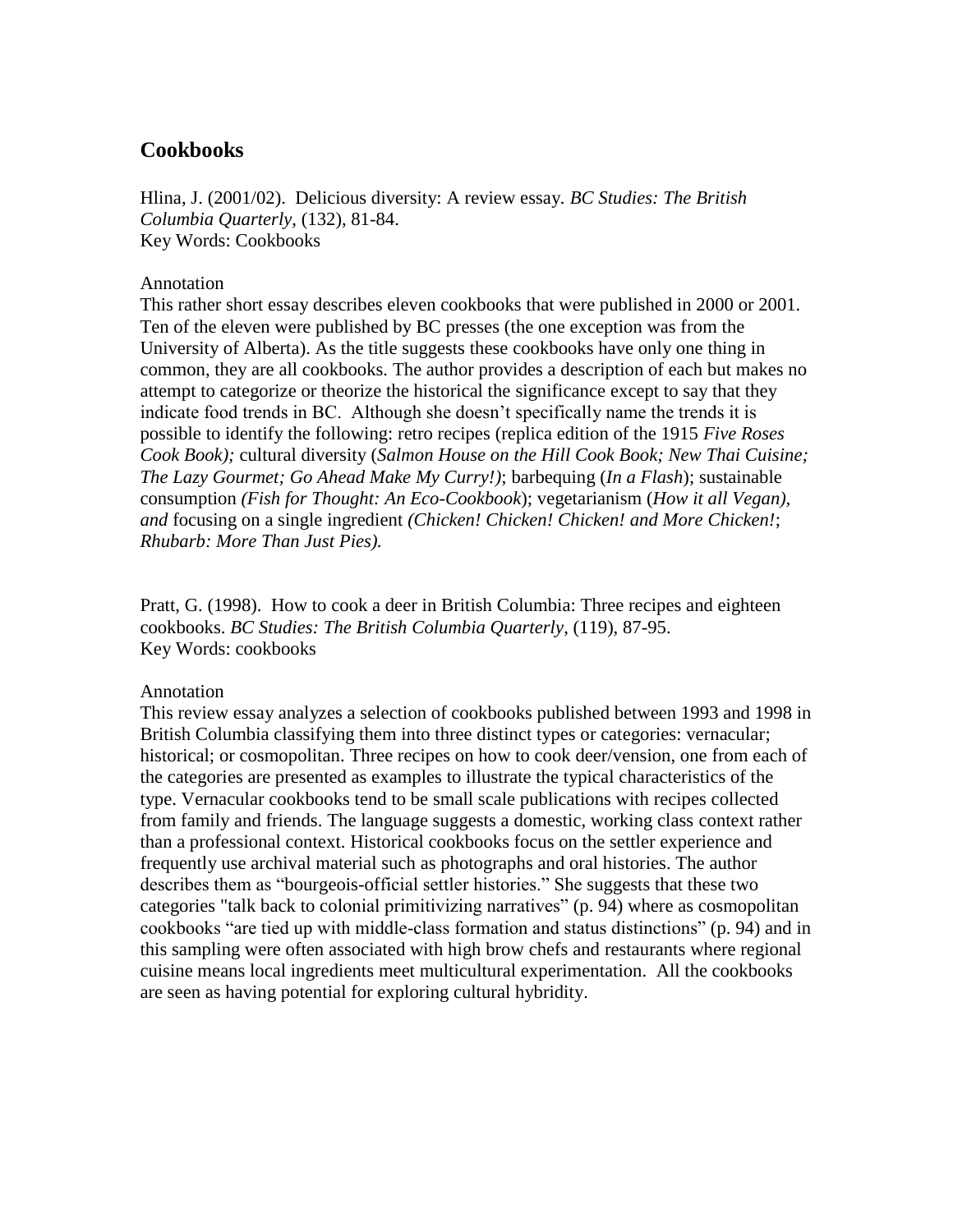## Cookbooks

Hlina, J. (2001/02). Delicious diversity: A review essay. *BC Studies: The British Columbia Quarterly*, (132), 81-84.
Key Words: Cookbooks

Annotation
This rather short essay describes eleven cookbooks that were published in 2000 or 2001. Ten of the eleven were published by BC presses (the one exception was from the University of Alberta). As the title suggests these cookbooks have only one thing in common, they are all cookbooks. The author provides a description of each but makes no attempt to categorize or theorize the historical the significance except to say that they indicate food trends in BC. Although she doesn't specifically name the trends it is possible to identify the following: retro recipes (replica edition of the 1915 *Five Roses Cook Book);* cultural diversity (*Salmon House on the Hill Cook Book; New Thai Cuisine; The Lazy Gourmet; Go Ahead Make My Curry!)*; barbequing (*In a Flash*); sustainable consumption *(Fish for Thought: An Eco-Cookbook*); vegetarianism (*How it all Vegan), and* focusing on a single ingredient *(Chicken! Chicken! Chicken! and More Chicken!*; *Rhubarb: More Than Just Pies).*

Pratt, G. (1998). How to cook a deer in British Columbia: Three recipes and eighteen cookbooks. *BC Studies: The British Columbia Quarterly*, (119), 87-95.
Key Words: cookbooks

Annotation
This review essay analyzes a selection of cookbooks published between 1993 and 1998 in British Columbia classifying them into three distinct types or categories: vernacular; historical; or cosmopolitan. Three recipes on how to cook deer/vension, one from each of the categories are presented as examples to illustrate the typical characteristics of the type. Vernacular cookbooks tend to be small scale publications with recipes collected from family and friends. The language suggests a domestic, working class context rather than a professional context. Historical cookbooks focus on the settler experience and frequently use archival material such as photographs and oral histories. The author describes them as "bourgeois-official settler histories." She suggests that these two categories "talk back to colonial primitivizing narratives" (p. 94) where as cosmopolitan cookbooks "are tied up with middle-class formation and status distinctions" (p. 94) and in this sampling were often associated with high brow chefs and restaurants where regional cuisine means local ingredients meet multicultural experimentation. All the cookbooks are seen as having potential for exploring cultural hybridity.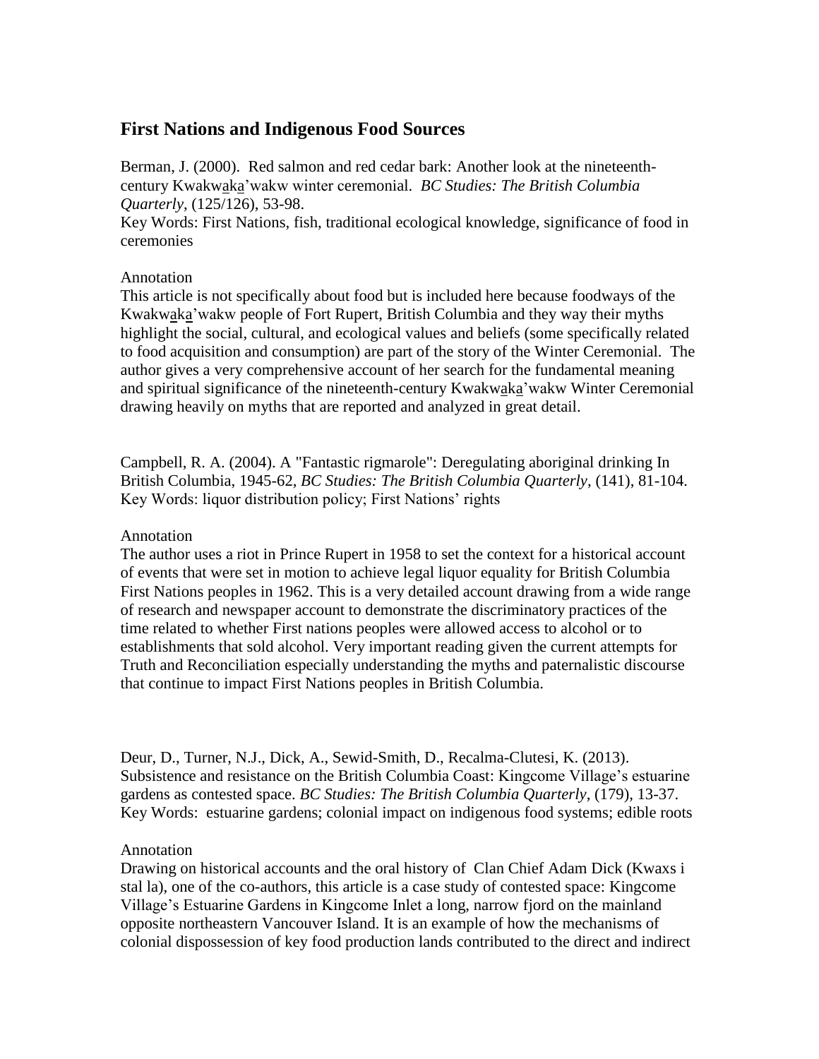## First Nations and Indigenous Food Sources

Berman, J. (2000). Red salmon and red cedar bark: Another look at the nineteenth-century Kwakwaka'wakw winter ceremonial. *BC Studies: The British Columbia Quarterly*, (125/126), 53-98.
Key Words: First Nations, fish, traditional ecological knowledge, significance of food in ceremonies

Annotation
This article is not specifically about food but is included here because foodways of the Kwakwaka'wakw people of Fort Rupert, British Columbia and they way their myths highlight the social, cultural, and ecological values and beliefs (some specifically related to food acquisition and consumption) are part of the story of the Winter Ceremonial. The author gives a very comprehensive account of her search for the fundamental meaning and spiritual significance of the nineteenth-century Kwakwaka'wakw Winter Ceremonial drawing heavily on myths that are reported and analyzed in great detail.

Campbell, R. A. (2004). A "Fantastic rigmarole": Deregulating aboriginal drinking In British Columbia, 1945-62, *BC Studies: The British Columbia Quarterly*, (141), 81-104.
Key Words: liquor distribution policy; First Nations' rights

Annotation
The author uses a riot in Prince Rupert in 1958 to set the context for a historical account of events that were set in motion to achieve legal liquor equality for British Columbia First Nations peoples in 1962. This is a very detailed account drawing from a wide range of research and newspaper account to demonstrate the discriminatory practices of the time related to whether First nations peoples were allowed access to alcohol or to establishments that sold alcohol. Very important reading given the current attempts for Truth and Reconciliation especially understanding the myths and paternalistic discourse that continue to impact First Nations peoples in British Columbia.

Deur, D., Turner, N.J., Dick, A., Sewid-Smith, D., Recalma-Clutesi, K. (2013). Subsistence and resistance on the British Columbia Coast: Kingcome Village's estuarine gardens as contested space. *BC Studies: The British Columbia Quarterly*, (179), 13-37.
Key Words: estuarine gardens; colonial impact on indigenous food systems; edible roots

Annotation
Drawing on historical accounts and the oral history of Clan Chief Adam Dick (Kwaxs i stal la), one of the co-authors, this article is a case study of contested space: Kingcome Village's Estuarine Gardens in Kingcome Inlet a long, narrow fjord on the mainland opposite northeastern Vancouver Island. It is an example of how the mechanisms of colonial dispossession of key food production lands contributed to the direct and indirect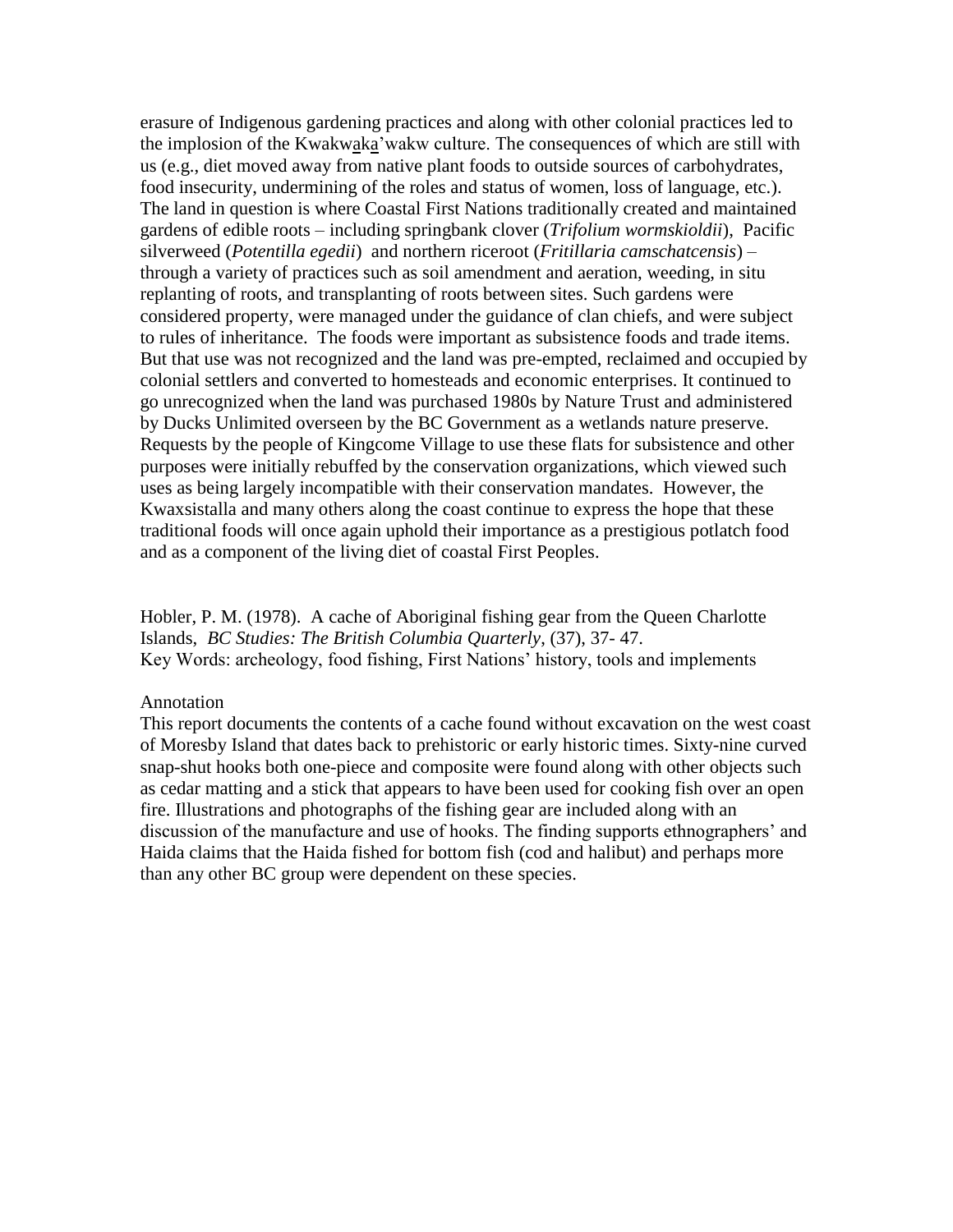erasure of Indigenous gardening practices and along with other colonial practices led to the implosion of the Kwakwaka'wakw culture. The consequences of which are still with us (e.g., diet moved away from native plant foods to outside sources of carbohydrates, food insecurity, undermining of the roles and status of women, loss of language, etc.). The land in question is where Coastal First Nations traditionally created and maintained gardens of edible roots – including springbank clover (*Trifolium wormskioldii*), Pacific silverweed (*Potentilla egedii*) and northern riceroot (*Fritillaria camschatcensis*) – through a variety of practices such as soil amendment and aeration, weeding, in situ replanting of roots, and transplanting of roots between sites. Such gardens were considered property, were managed under the guidance of clan chiefs, and were subject to rules of inheritance. The foods were important as subsistence foods and trade items. But that use was not recognized and the land was pre-empted, reclaimed and occupied by colonial settlers and converted to homesteads and economic enterprises. It continued to go unrecognized when the land was purchased 1980s by Nature Trust and administered by Ducks Unlimited overseen by the BC Government as a wetlands nature preserve. Requests by the people of Kingcome Village to use these flats for subsistence and other purposes were initially rebuffed by the conservation organizations, which viewed such uses as being largely incompatible with their conservation mandates. However, the Kwaxsistalla and many others along the coast continue to express the hope that these traditional foods will once again uphold their importance as a prestigious potlatch food and as a component of the living diet of coastal First Peoples.

Hobler, P. M. (1978). A cache of Aboriginal fishing gear from the Queen Charlotte Islands, *BC Studies: The British Columbia Quarterly*, (37), 37- 47.
Key Words: archeology, food fishing, First Nations' history, tools and implements

Annotation
This report documents the contents of a cache found without excavation on the west coast of Moresby Island that dates back to prehistoric or early historic times. Sixty-nine curved snap-shut hooks both one-piece and composite were found along with other objects such as cedar matting and a stick that appears to have been used for cooking fish over an open fire. Illustrations and photographs of the fishing gear are included along with an discussion of the manufacture and use of hooks. The finding supports ethnographers' and Haida claims that the Haida fished for bottom fish (cod and halibut) and perhaps more than any other BC group were dependent on these species.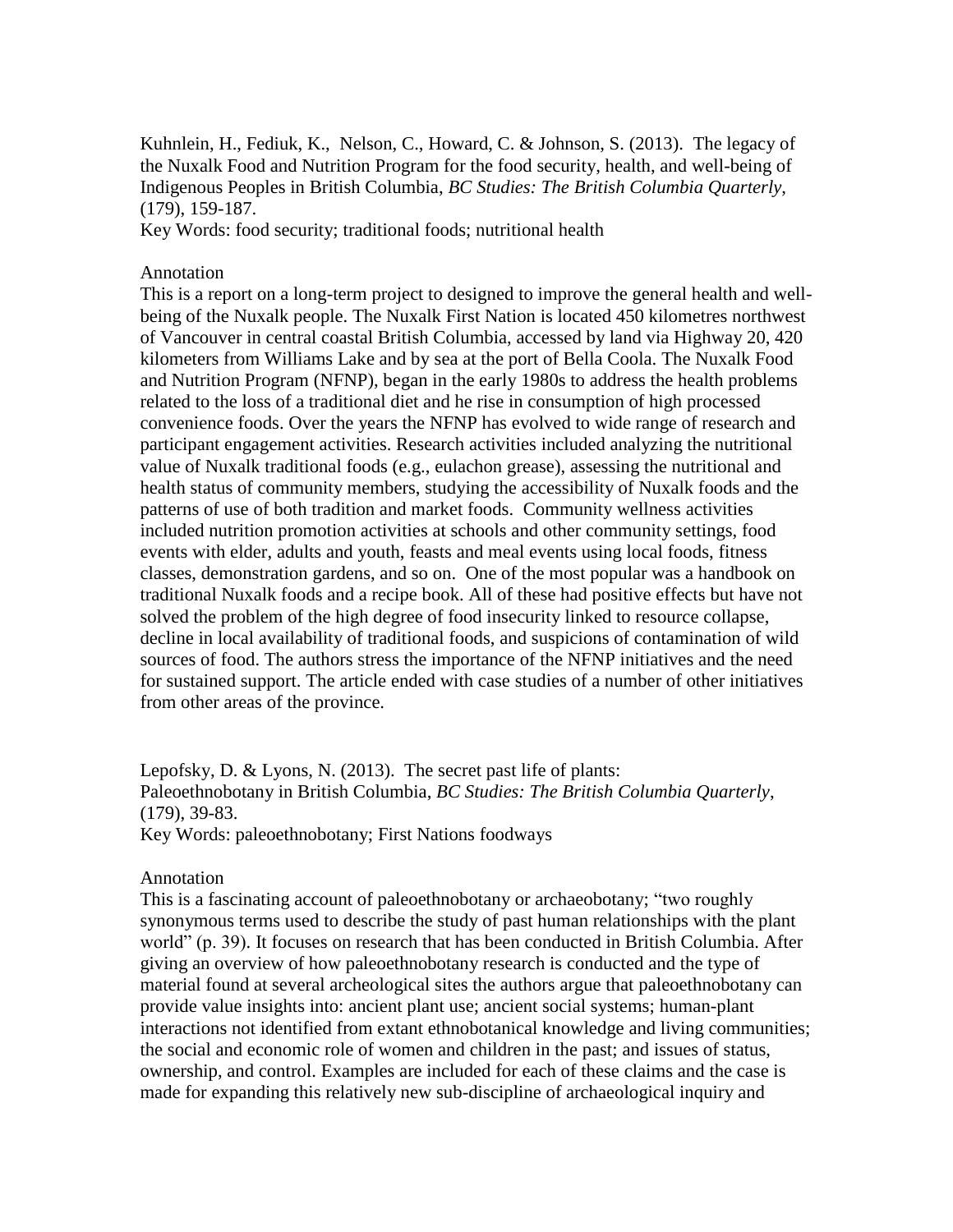Kuhnlein, H., Fediuk, K., Nelson, C., Howard, C. & Johnson, S. (2013). The legacy of the Nuxalk Food and Nutrition Program for the food security, health, and well-being of Indigenous Peoples in British Columbia, *BC Studies: The British Columbia Quarterly*, (179), 159-187.
Key Words: food security; traditional foods; nutritional health

Annotation
This is a report on a long-term project to designed to improve the general health and well-being of the Nuxalk people. The Nuxalk First Nation is located 450 kilometres northwest of Vancouver in central coastal British Columbia, accessed by land via Highway 20, 420 kilometers from Williams Lake and by sea at the port of Bella Coola. The Nuxalk Food and Nutrition Program (NFNP), began in the early 1980s to address the health problems related to the loss of a traditional diet and he rise in consumption of high processed convenience foods. Over the years the NFNP has evolved to wide range of research and participant engagement activities. Research activities included analyzing the nutritional value of Nuxalk traditional foods (e.g., eulachon grease), assessing the nutritional and health status of community members, studying the accessibility of Nuxalk foods and the patterns of use of both tradition and market foods. Community wellness activities included nutrition promotion activities at schools and other community settings, food events with elder, adults and youth, feasts and meal events using local foods, fitness classes, demonstration gardens, and so on. One of the most popular was a handbook on traditional Nuxalk foods and a recipe book. All of these had positive effects but have not solved the problem of the high degree of food insecurity linked to resource collapse, decline in local availability of traditional foods, and suspicions of contamination of wild sources of food. The authors stress the importance of the NFNP initiatives and the need for sustained support. The article ended with case studies of a number of other initiatives from other areas of the province.

Lepofsky, D. & Lyons, N. (2013). The secret past life of plants: Paleoethnobotany in British Columbia, *BC Studies: The British Columbia Quarterly*, (179), 39-83.
Key Words: paleoethnobotany; First Nations foodways

Annotation
This is a fascinating account of paleoethnobotany or archaeobotany; "two roughly synonymous terms used to describe the study of past human relationships with the plant world" (p. 39). It focuses on research that has been conducted in British Columbia. After giving an overview of how paleoethnobotany research is conducted and the type of material found at several archeological sites the authors argue that paleoethnobotany can provide value insights into: ancient plant use; ancient social systems; human-plant interactions not identified from extant ethnobotanical knowledge and living communities; the social and economic role of women and children in the past; and issues of status, ownership, and control. Examples are included for each of these claims and the case is made for expanding this relatively new sub-discipline of archaeological inquiry and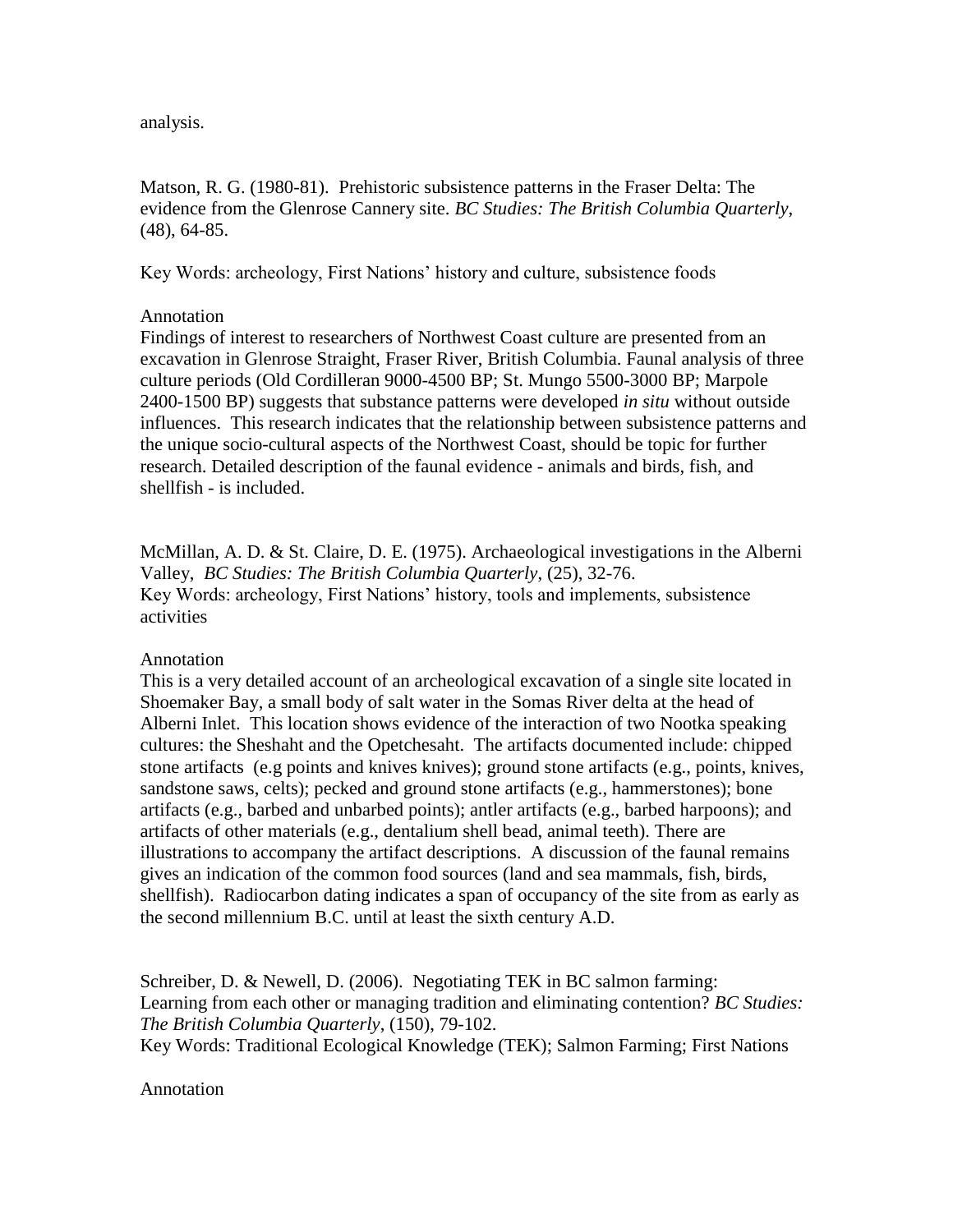analysis.

Matson, R. G. (1980-81). Prehistoric subsistence patterns in the Fraser Delta: The evidence from the Glenrose Cannery site. *BC Studies: The British Columbia Quarterly*, (48), 64-85.

Key Words: archeology, First Nations' history and culture, subsistence foods

Annotation

Findings of interest to researchers of Northwest Coast culture are presented from an excavation in Glenrose Straight, Fraser River, British Columbia. Faunal analysis of three culture periods (Old Cordilleran 9000-4500 BP; St. Mungo 5500-3000 BP; Marpole 2400-1500 BP) suggests that substance patterns were developed *in situ* without outside influences. This research indicates that the relationship between subsistence patterns and the unique socio-cultural aspects of the Northwest Coast, should be topic for further research. Detailed description of the faunal evidence - animals and birds, fish, and shellfish - is included.

McMillan, A. D. & St. Claire, D. E. (1975). Archaeological investigations in the Alberni Valley, *BC Studies: The British Columbia Quarterly*, (25), 32-76.
Key Words: archeology, First Nations' history, tools and implements, subsistence activities

Annotation

This is a very detailed account of an archeological excavation of a single site located in Shoemaker Bay, a small body of salt water in the Somas River delta at the head of Alberni Inlet. This location shows evidence of the interaction of two Nootka speaking cultures: the Sheshaht and the Opetchesaht. The artifacts documented include: chipped stone artifacts (e.g points and knives knives); ground stone artifacts (e.g., points, knives, sandstone saws, celts); pecked and ground stone artifacts (e.g., hammerstones); bone artifacts (e.g., barbed and unbarbed points); antler artifacts (e.g., barbed harpoons); and artifacts of other materials (e.g., dentalium shell bead, animal teeth). There are illustrations to accompany the artifact descriptions. A discussion of the faunal remains gives an indication of the common food sources (land and sea mammals, fish, birds, shellfish). Radiocarbon dating indicates a span of occupancy of the site from as early as the second millennium B.C. until at least the sixth century A.D.

Schreiber, D. & Newell, D. (2006). Negotiating TEK in BC salmon farming: Learning from each other or managing tradition and eliminating contention? *BC Studies: The British Columbia Quarterly*, (150), 79-102.
Key Words: Traditional Ecological Knowledge (TEK); Salmon Farming; First Nations

Annotation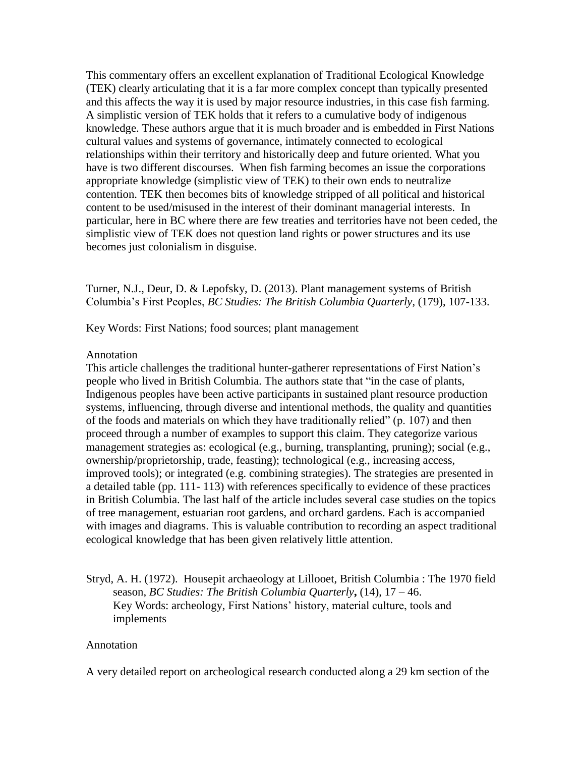This commentary offers an excellent explanation of Traditional Ecological Knowledge (TEK) clearly articulating that it is a far more complex concept than typically presented and this affects the way it is used by major resource industries, in this case fish farming. A simplistic version of TEK holds that it refers to a cumulative body of indigenous knowledge. These authors argue that it is much broader and is embedded in First Nations cultural values and systems of governance, intimately connected to ecological relationships within their territory and historically deep and future oriented. What you have is two different discourses. When fish farming becomes an issue the corporations appropriate knowledge (simplistic view of TEK) to their own ends to neutralize contention. TEK then becomes bits of knowledge stripped of all political and historical content to be used/misused in the interest of their dominant managerial interests. In particular, here in BC where there are few treaties and territories have not been ceded, the simplistic view of TEK does not question land rights or power structures and its use becomes just colonialism in disguise.

Turner, N.J., Deur, D. & Lepofsky, D. (2013). Plant management systems of British Columbia's First Peoples, *BC Studies: The British Columbia Quarterly*, (179), 107-133.

Key Words: First Nations; food sources; plant management

Annotation

This article challenges the traditional hunter-gatherer representations of First Nation's people who lived in British Columbia. The authors state that "in the case of plants, Indigenous peoples have been active participants in sustained plant resource production systems, influencing, through diverse and intentional methods, the quality and quantities of the foods and materials on which they have traditionally relied" (p. 107) and then proceed through a number of examples to support this claim. They categorize various management strategies as: ecological (e.g., burning, transplanting, pruning); social (e.g., ownership/proprietorship, trade, feasting); technological (e.g., increasing access, improved tools); or integrated (e.g. combining strategies). The strategies are presented in a detailed table (pp. 111- 113) with references specifically to evidence of these practices in British Columbia. The last half of the article includes several case studies on the topics of tree management, estuarian root gardens, and orchard gardens. Each is accompanied with images and diagrams. This is valuable contribution to recording an aspect traditional ecological knowledge that has been given relatively little attention.

Stryd, A. H. (1972). Housepit archaeology at Lillooet, British Columbia : The 1970 field season, *BC Studies: The British Columbia Quarterly***,** (14), 17 – 46.
Key Words: archeology, First Nations' history, material culture, tools and implements

Annotation

A very detailed report on archeological research conducted along a 29 km section of the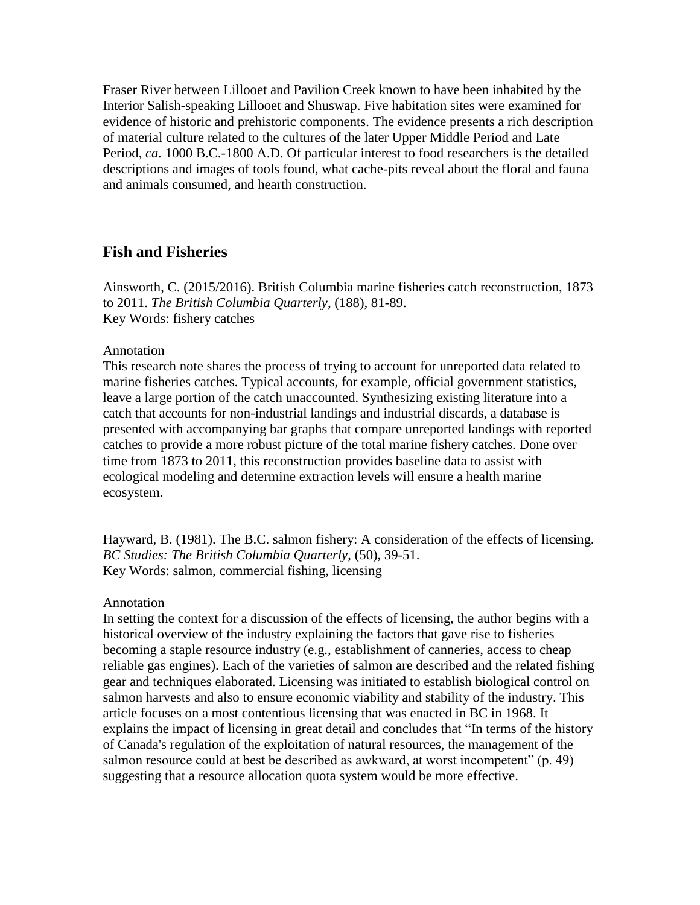Fraser River between Lillooet and Pavilion Creek known to have been inhabited by the Interior Salish-speaking Lillooet and Shuswap. Five habitation sites were examined for evidence of historic and prehistoric components. The evidence presents a rich description of material culture related to the cultures of the later Upper Middle Period and Late Period, *ca.* 1000 B.C.-1800 A.D. Of particular interest to food researchers is the detailed descriptions and images of tools found, what cache-pits reveal about the floral and fauna and animals consumed, and hearth construction.

## Fish and Fisheries

Ainsworth, C. (2015/2016). British Columbia marine fisheries catch reconstruction, 1873 to 2011. *The British Columbia Quarterly*, (188), 81-89.
Key Words: fishery catches

Annotation
This research note shares the process of trying to account for unreported data related to marine fisheries catches. Typical accounts, for example, official government statistics, leave a large portion of the catch unaccounted. Synthesizing existing literature into a catch that accounts for non-industrial landings and industrial discards, a database is presented with accompanying bar graphs that compare unreported landings with reported catches to provide a more robust picture of the total marine fishery catches. Done over time from 1873 to 2011, this reconstruction provides baseline data to assist with ecological modeling and determine extraction levels will ensure a health marine ecosystem.

Hayward, B. (1981). The B.C. salmon fishery: A consideration of the effects of licensing. *BC Studies: The British Columbia Quarterly*, (50), 39-51.
Key Words: salmon, commercial fishing, licensing

Annotation
In setting the context for a discussion of the effects of licensing, the author begins with a historical overview of the industry explaining the factors that gave rise to fisheries becoming a staple resource industry (e.g., establishment of canneries, access to cheap reliable gas engines). Each of the varieties of salmon are described and the related fishing gear and techniques elaborated. Licensing was initiated to establish biological control on salmon harvests and also to ensure economic viability and stability of the industry. This article focuses on a most contentious licensing that was enacted in BC in 1968. It explains the impact of licensing in great detail and concludes that "In terms of the history of Canada's regulation of the exploitation of natural resources, the management of the salmon resource could at best be described as awkward, at worst incompetent" (p. 49) suggesting that a resource allocation quota system would be more effective.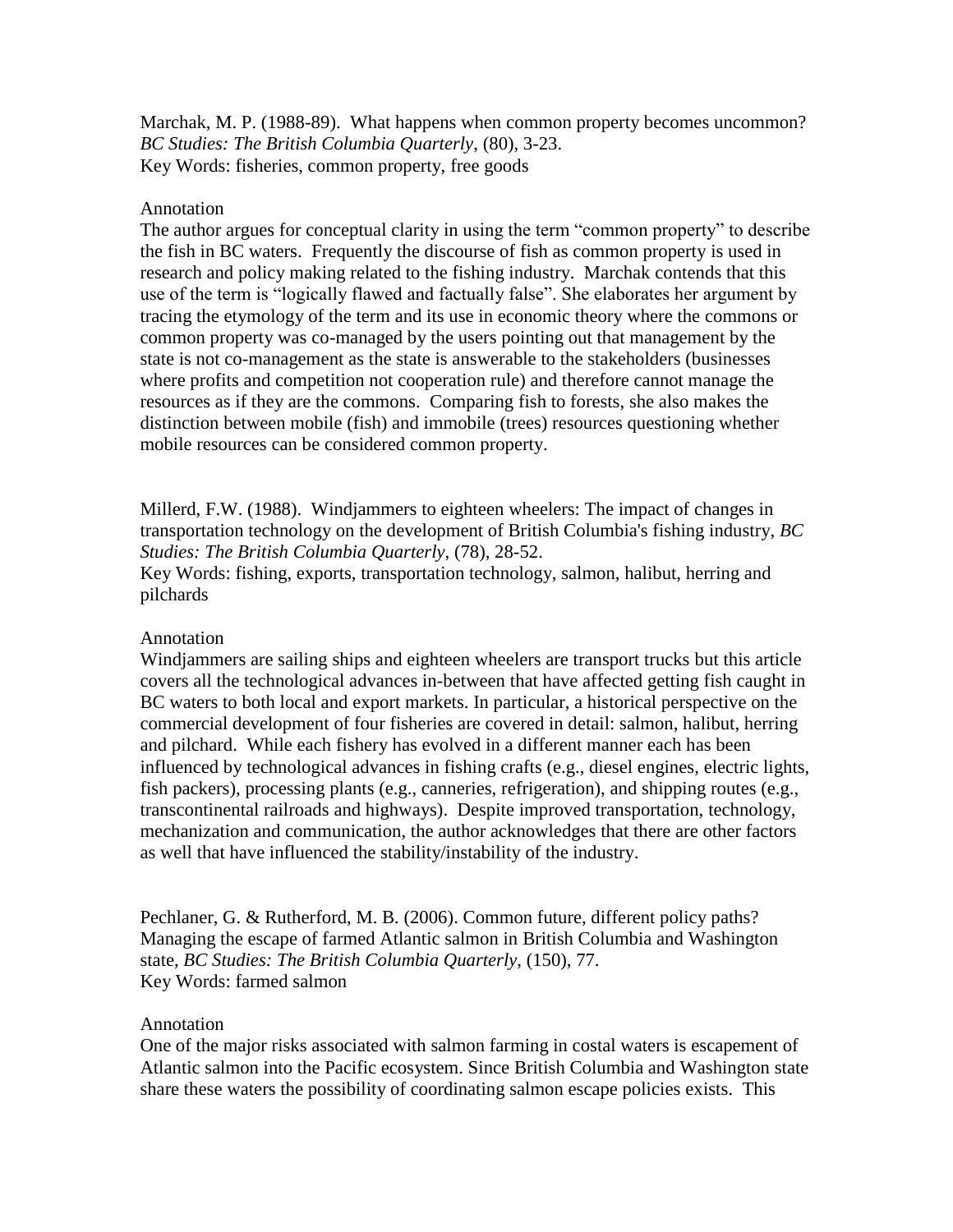Marchak, M. P. (1988-89). What happens when common property becomes uncommon? *BC Studies: The British Columbia Quarterly*, (80), 3-23.
Key Words: fisheries, common property, free goods

Annotation
The author argues for conceptual clarity in using the term "common property" to describe the fish in BC waters. Frequently the discourse of fish as common property is used in research and policy making related to the fishing industry. Marchak contends that this use of the term is "logically flawed and factually false". She elaborates her argument by tracing the etymology of the term and its use in economic theory where the commons or common property was co-managed by the users pointing out that management by the state is not co-management as the state is answerable to the stakeholders (businesses where profits and competition not cooperation rule) and therefore cannot manage the resources as if they are the commons. Comparing fish to forests, she also makes the distinction between mobile (fish) and immobile (trees) resources questioning whether mobile resources can be considered common property.

Millerd, F.W. (1988). Windjammers to eighteen wheelers: The impact of changes in transportation technology on the development of British Columbia's fishing industry, *BC Studies: The British Columbia Quarterly*, (78), 28-52.
Key Words: fishing, exports, transportation technology, salmon, halibut, herring and pilchards

Annotation
Windjammers are sailing ships and eighteen wheelers are transport trucks but this article covers all the technological advances in-between that have affected getting fish caught in BC waters to both local and export markets. In particular, a historical perspective on the commercial development of four fisheries are covered in detail: salmon, halibut, herring and pilchard. While each fishery has evolved in a different manner each has been influenced by technological advances in fishing crafts (e.g., diesel engines, electric lights, fish packers), processing plants (e.g., canneries, refrigeration), and shipping routes (e.g., transcontinental railroads and highways). Despite improved transportation, technology, mechanization and communication, the author acknowledges that there are other factors as well that have influenced the stability/instability of the industry.

Pechlaner, G. & Rutherford, M. B. (2006). Common future, different policy paths? Managing the escape of farmed Atlantic salmon in British Columbia and Washington state, *BC Studies: The British Columbia Quarterly*, (150), 77.
Key Words: farmed salmon

Annotation
One of the major risks associated with salmon farming in costal waters is escapement of Atlantic salmon into the Pacific ecosystem. Since British Columbia and Washington state share these waters the possibility of coordinating salmon escape policies exists. This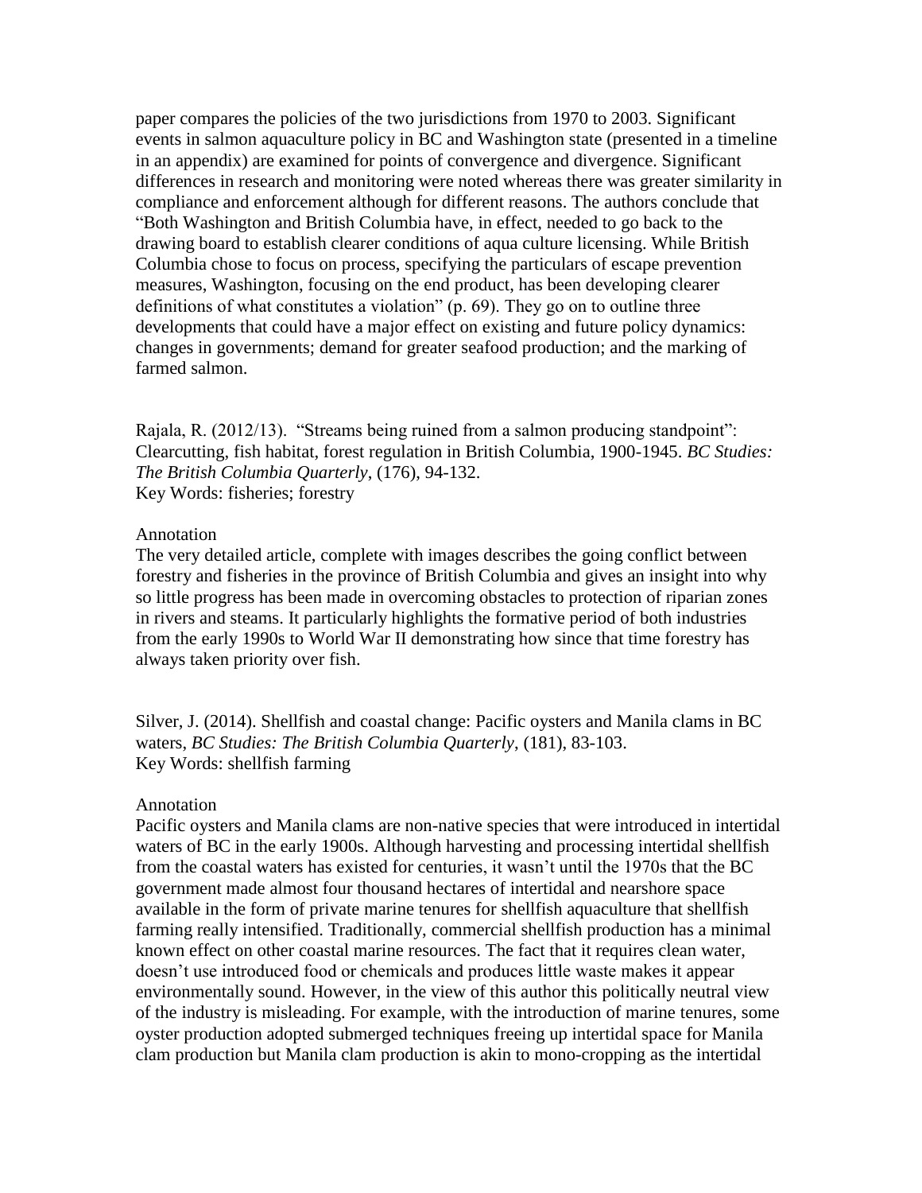paper compares the policies of the two jurisdictions from 1970 to 2003. Significant events in salmon aquaculture policy in BC and Washington state (presented in a timeline in an appendix) are examined for points of convergence and divergence. Significant differences in research and monitoring were noted whereas there was greater similarity in compliance and enforcement although for different reasons. The authors conclude that "Both Washington and British Columbia have, in effect, needed to go back to the drawing board to establish clearer conditions of aqua culture licensing. While British Columbia chose to focus on process, specifying the particulars of escape prevention measures, Washington, focusing on the end product, has been developing clearer definitions of what constitutes a violation" (p. 69). They go on to outline three developments that could have a major effect on existing and future policy dynamics: changes in governments; demand for greater seafood production; and the marking of farmed salmon.

Rajala, R. (2012/13). "Streams being ruined from a salmon producing standpoint": Clearcutting, fish habitat, forest regulation in British Columbia, 1900-1945. *BC Studies: The British Columbia Quarterly*, (176), 94-132.
Key Words: fisheries; forestry

Annotation
The very detailed article, complete with images describes the going conflict between forestry and fisheries in the province of British Columbia and gives an insight into why so little progress has been made in overcoming obstacles to protection of riparian zones in rivers and steams. It particularly highlights the formative period of both industries from the early 1990s to World War II demonstrating how since that time forestry has always taken priority over fish.

Silver, J. (2014). Shellfish and coastal change: Pacific oysters and Manila clams in BC waters, *BC Studies: The British Columbia Quarterly*, (181), 83-103.
Key Words: shellfish farming

Annotation
Pacific oysters and Manila clams are non-native species that were introduced in intertidal waters of BC in the early 1900s. Although harvesting and processing intertidal shellfish from the coastal waters has existed for centuries, it wasn't until the 1970s that the BC government made almost four thousand hectares of intertidal and nearshore space available in the form of private marine tenures for shellfish aquaculture that shellfish farming really intensified. Traditionally, commercial shellfish production has a minimal known effect on other coastal marine resources. The fact that it requires clean water, doesn't use introduced food or chemicals and produces little waste makes it appear environmentally sound. However, in the view of this author this politically neutral view of the industry is misleading. For example, with the introduction of marine tenures, some oyster production adopted submerged techniques freeing up intertidal space for Manila clam production but Manila clam production is akin to mono-cropping as the intertidal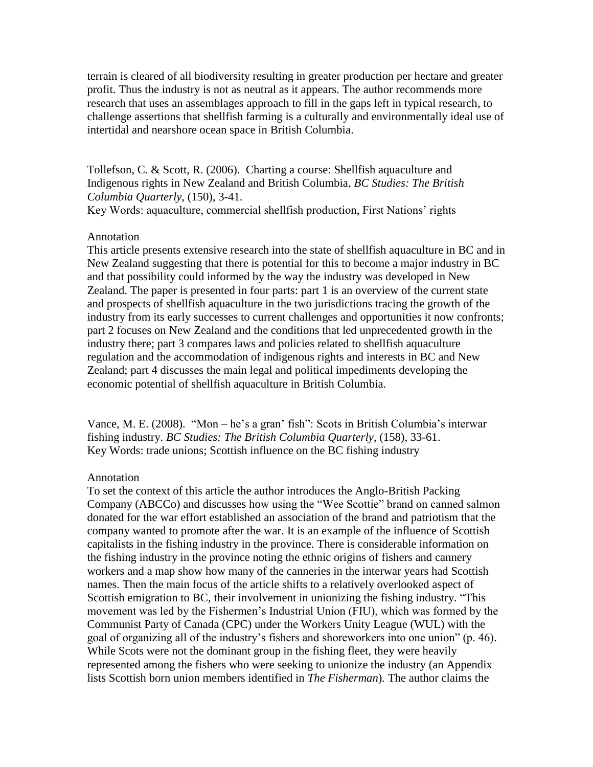terrain is cleared of all biodiversity resulting in greater production per hectare and greater profit. Thus the industry is not as neutral as it appears. The author recommends more research that uses an assemblages approach to fill in the gaps left in typical research, to challenge assertions that shellfish farming is a culturally and environmentally ideal use of intertidal and nearshore ocean space in British Columbia.

Tollefson, C. & Scott, R. (2006). Charting a course: Shellfish aquaculture and Indigenous rights in New Zealand and British Columbia, *BC Studies: The British Columbia Quarterly*, (150), 3-41.
Key Words: aquaculture, commercial shellfish production, First Nations' rights

Annotation
This article presents extensive research into the state of shellfish aquaculture in BC and in New Zealand suggesting that there is potential for this to become a major industry in BC and that possibility could informed by the way the industry was developed in New Zealand. The paper is presented in four parts: part 1 is an overview of the current state and prospects of shellfish aquaculture in the two jurisdictions tracing the growth of the industry from its early successes to current challenges and opportunities it now confronts; part 2 focuses on New Zealand and the conditions that led unprecedented growth in the industry there; part 3 compares laws and policies related to shellfish aquaculture regulation and the accommodation of indigenous rights and interests in BC and New Zealand; part 4 discusses the main legal and political impediments developing the economic potential of shellfish aquaculture in British Columbia.

Vance, M. E. (2008). "Mon – he's a gran' fish": Scots in British Columbia's interwar fishing industry. *BC Studies: The British Columbia Quarterly*, (158), 33-61.
Key Words: trade unions; Scottish influence on the BC fishing industry

Annotation
To set the context of this article the author introduces the Anglo-British Packing Company (ABCCo) and discusses how using the "Wee Scottie" brand on canned salmon donated for the war effort established an association of the brand and patriotism that the company wanted to promote after the war. It is an example of the influence of Scottish capitalists in the fishing industry in the province. There is considerable information on the fishing industry in the province noting the ethnic origins of fishers and cannery workers and a map show how many of the canneries in the interwar years had Scottish names. Then the main focus of the article shifts to a relatively overlooked aspect of Scottish emigration to BC, their involvement in unionizing the fishing industry. "This movement was led by the Fishermen's Industrial Union (FIU), which was formed by the Communist Party of Canada (CPC) under the Workers Unity League (WUL) with the goal of organizing all of the industry's fishers and shoreworkers into one union" (p. 46). While Scots were not the dominant group in the fishing fleet, they were heavily represented among the fishers who were seeking to unionize the industry (an Appendix lists Scottish born union members identified in *The Fisherman*). The author claims the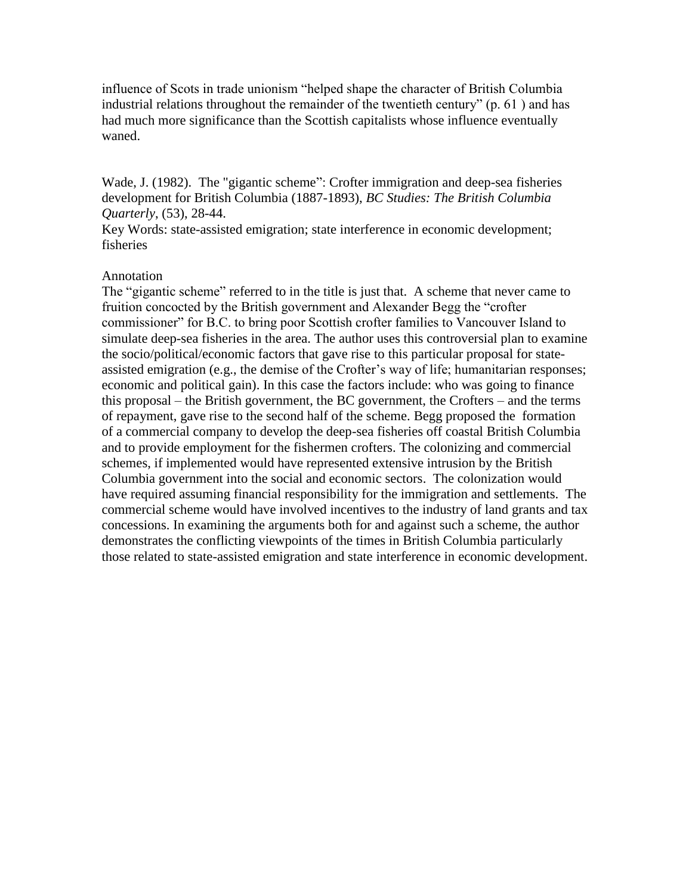influence of Scots in trade unionism "helped shape the character of British Columbia industrial relations throughout the remainder of the twentieth century" (p. 61 ) and has had much more significance than the Scottish capitalists whose influence eventually waned.

Wade, J. (1982). The "gigantic scheme": Crofter immigration and deep-sea fisheries development for British Columbia (1887-1893), *BC Studies: The British Columbia Quarterly*, (53), 28-44.
Key Words: state-assisted emigration; state interference in economic development; fisheries

Annotation
The "gigantic scheme" referred to in the title is just that. A scheme that never came to fruition concocted by the British government and Alexander Begg the "crofter commissioner" for B.C. to bring poor Scottish crofter families to Vancouver Island to simulate deep-sea fisheries in the area. The author uses this controversial plan to examine the socio/political/economic factors that gave rise to this particular proposal for state-assisted emigration (e.g., the demise of the Crofter's way of life; humanitarian responses; economic and political gain). In this case the factors include: who was going to finance this proposal – the British government, the BC government, the Crofters – and the terms of repayment, gave rise to the second half of the scheme. Begg proposed the formation of a commercial company to develop the deep-sea fisheries off coastal British Columbia and to provide employment for the fishermen crofters. The colonizing and commercial schemes, if implemented would have represented extensive intrusion by the British Columbia government into the social and economic sectors. The colonization would have required assuming financial responsibility for the immigration and settlements. The commercial scheme would have involved incentives to the industry of land grants and tax concessions. In examining the arguments both for and against such a scheme, the author demonstrates the conflicting viewpoints of the times in British Columbia particularly those related to state-assisted emigration and state interference in economic development.